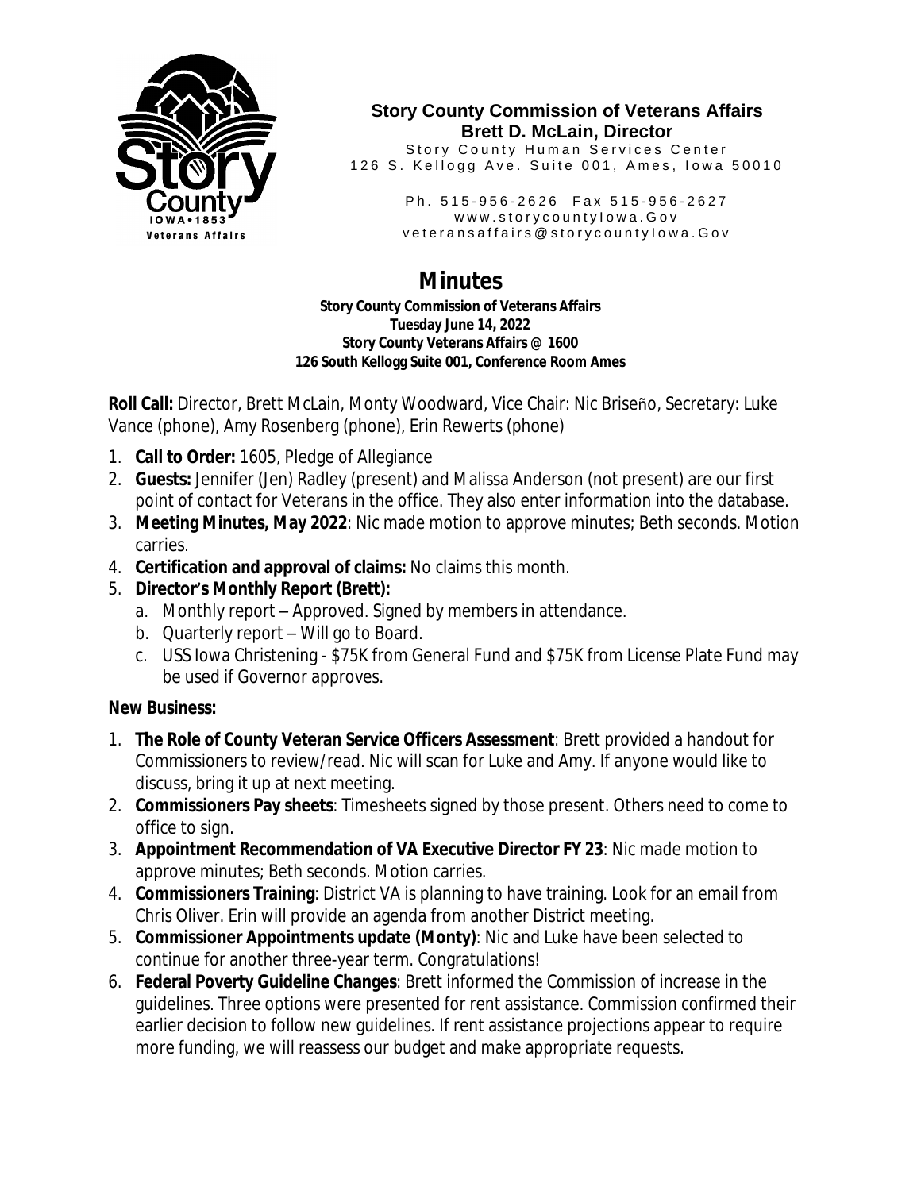**Story County Commission of Veterans Affairs**
**Brett D. McLain, Director**
Story County Human Services Center
126 S. Kellogg Ave. Suite 001, Ames, Iowa 50010

Ph. 515-956-2626 Fax 515-956-2627
www.storycountyIowa.Gov
veteransaffairs@storycountyIowa.Gov

# Minutes

**Story County Commission of Veterans Affairs**
**Tuesday June 14, 2022**
**Story County Veterans Affairs @ 1600**
**126 South Kellogg Suite 001, Conference Room Ames**

**Roll Call:** Director, Brett McLain, Monty Woodward, Vice Chair: Nic Briseño, Secretary: Luke Vance (phone), Amy Rosenberg (phone), Erin Rewerts (phone)

1. **Call to Order:** 1605, Pledge of Allegiance
2. **Guests:** Jennifer (Jen) Radley (present) and Malissa Anderson (not present) are our first point of contact for Veterans in the office. They also enter information into the database.
3. **Meeting Minutes, May 2022**: Nic made motion to approve minutes; Beth seconds. Motion carries.
4. **Certification and approval of claims:** No claims this month.
5. **Director's Monthly Report (Brett):**
   a. Monthly report – Approved. Signed by members in attendance.
   b. Quarterly report – Will go to Board.
   c. USS Iowa Christening - $75K from General Fund and $75K from License Plate Fund may be used if Governor approves.

**New Business:**

1. **The Role of County Veteran Service Officers Assessment**: Brett provided a handout for Commissioners to review/read. Nic will scan for Luke and Amy. If anyone would like to discuss, bring it up at next meeting.
2. **Commissioners Pay sheets**: Timesheets signed by those present. Others need to come to office to sign.
3. **Appointment Recommendation of VA Executive Director FY 23**: Nic made motion to approve minutes; Beth seconds. Motion carries.
4. **Commissioners Training**: District VA is planning to have training. Look for an email from Chris Oliver. Erin will provide an agenda from another District meeting.
5. **Commissioner Appointments update (Monty)**: Nic and Luke have been selected to continue for another three-year term. Congratulations!
6. **Federal Poverty Guideline Changes**: Brett informed the Commission of increase in the guidelines. Three options were presented for rent assistance. Commission confirmed their earlier decision to follow new guidelines. If rent assistance projections appear to require more funding, we will reassess our budget and make appropriate requests.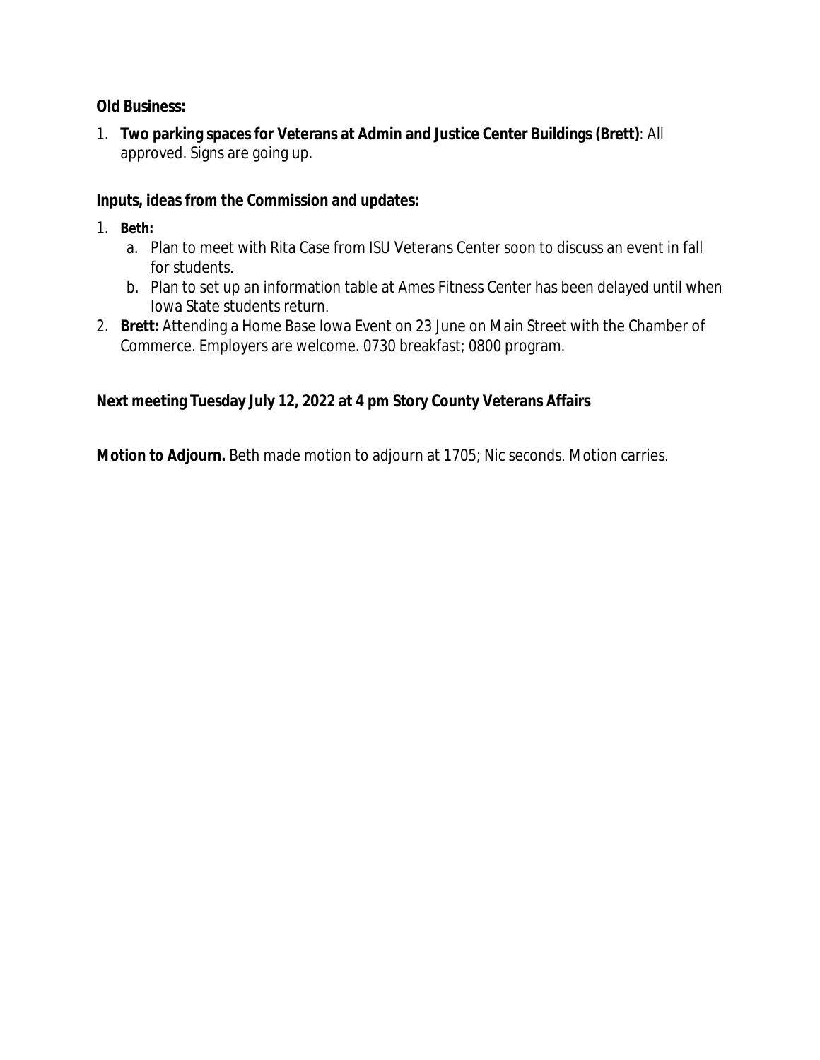**Old Business:**

1. **Two parking spaces for Veterans at Admin and Justice Center Buildings (Brett)**: All approved. Signs are going up.

**Inputs, ideas from the Commission and updates:**

1. **Beth:**
   a. Plan to meet with Rita Case from ISU Veterans Center soon to discuss an event in fall for students.
   b. Plan to set up an information table at Ames Fitness Center has been delayed until when Iowa State students return.
2. **Brett:** Attending a Home Base Iowa Event on 23 June on Main Street with the Chamber of Commerce. Employers are welcome. 0730 breakfast; 0800 program.

**Next meeting Tuesday July 12, 2022 at 4 pm Story County Veterans Affairs**

**Motion to Adjourn.** Beth made motion to adjourn at 1705; Nic seconds. Motion carries.